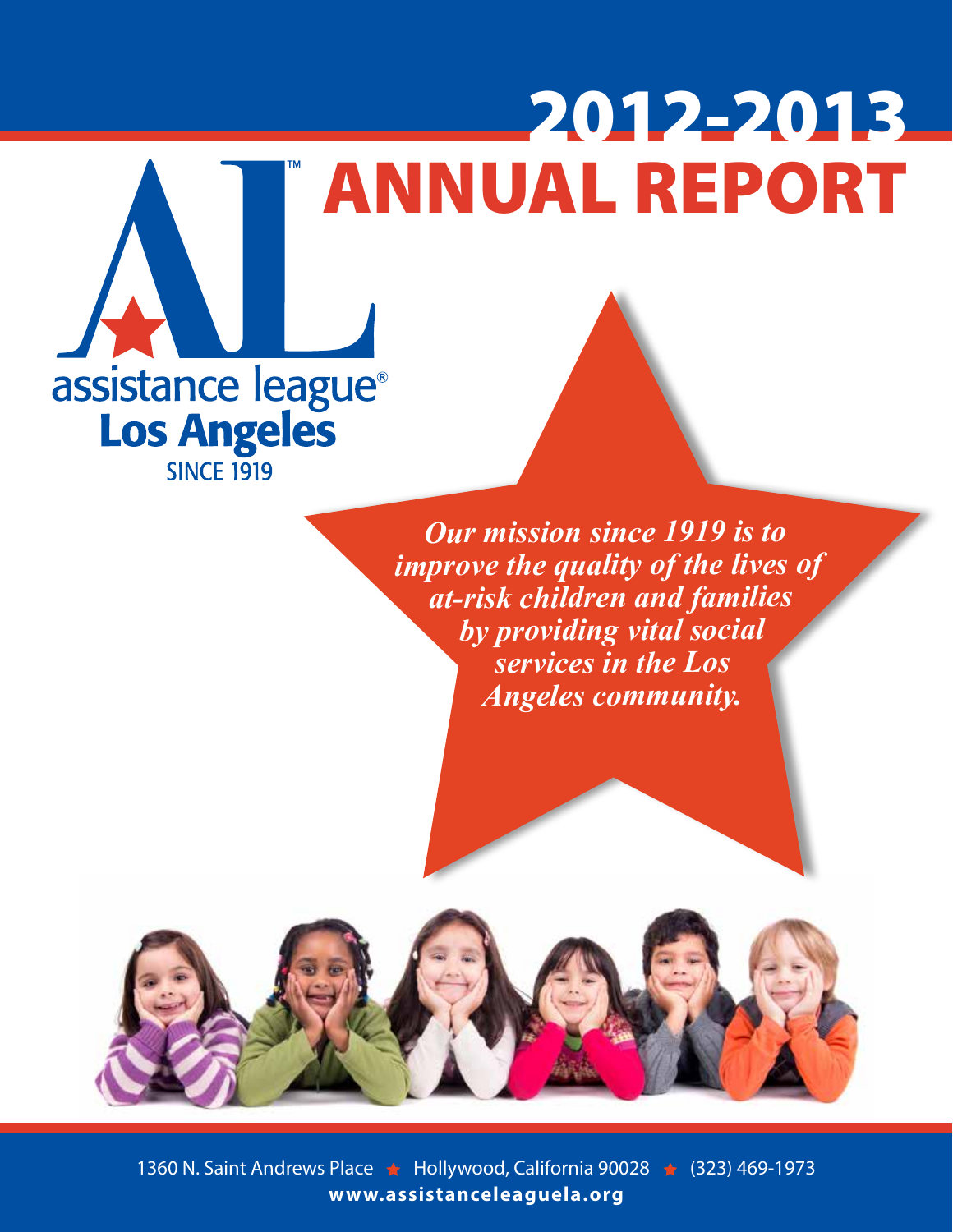# 2012-2013 ANNUAL REPORT

assistance league®
**Los Angeles**
SINCE 1919

***Our mission since 1919 is to improve the quality of the lives of at-risk children and families by providing vital social services in the Los Angeles community.***

1360 N. Saint Andrews Place ★ Hollywood, California 90028 ★ (323) 469-1973
**www.assistanceleaguela.org**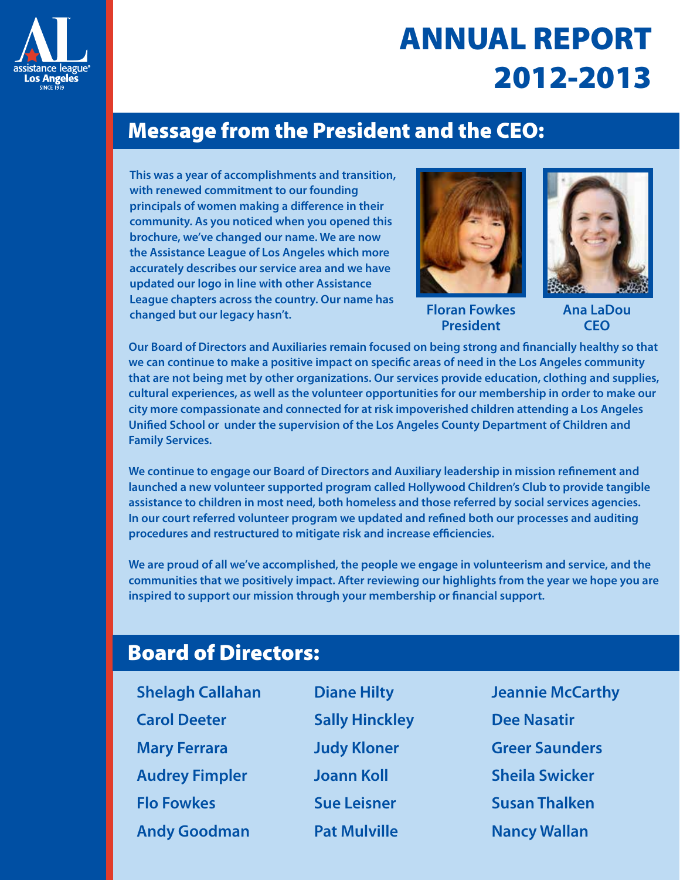# ANNUAL REPORT 2012-2013

## Message from the President and the CEO:

This was a year of accomplishments and transition, with renewed commitment to our founding principals of women making a difference in their community. As you noticed when you opened this brochure, we've changed our name. We are now the Assistance League of Los Angeles which more accurately describes our service area and we have updated our logo in line with other Assistance League chapters across the country. Our name has changed but our legacy hasn't.

**Floran Fowkes**
**President**

**Ana LaDou**
**CEO**

Our Board of Directors and Auxiliaries remain focused on being strong and financially healthy so that we can continue to make a positive impact on specific areas of need in the Los Angeles community that are not being met by other organizations. Our services provide education, clothing and supplies, cultural experiences, as well as the volunteer opportunities for our membership in order to make our city more compassionate and connected for at risk impoverished children attending a Los Angeles Unified School or under the supervision of the Los Angeles County Department of Children and Family Services.

We continue to engage our Board of Directors and Auxiliary leadership in mission refinement and launched a new volunteer supported program called Hollywood Children's Club to provide tangible assistance to children in most need, both homeless and those referred by social services agencies. In our court referred volunteer program we updated and refined both our processes and auditing procedures and restructured to mitigate risk and increase efficiencies.

We are proud of all we've accomplished, the people we engage in volunteerism and service, and the communities that we positively impact. After reviewing our highlights from the year we hope you are inspired to support our mission through your membership or financial support.

## Board of Directors:

- Shelagh Callahan
- Carol Deeter
- Mary Ferrara
- Audrey Fimpler
- Flo Fowkes
- Andy Goodman
- Diane Hilty
- Sally Hinckley
- Judy Kloner
- Joann Koll
- Sue Leisner
- Pat Mulville
- Jeannie McCarthy
- Dee Nasatir
- Greer Saunders
- Sheila Swicker
- Susan Thalken
- Nancy Wallan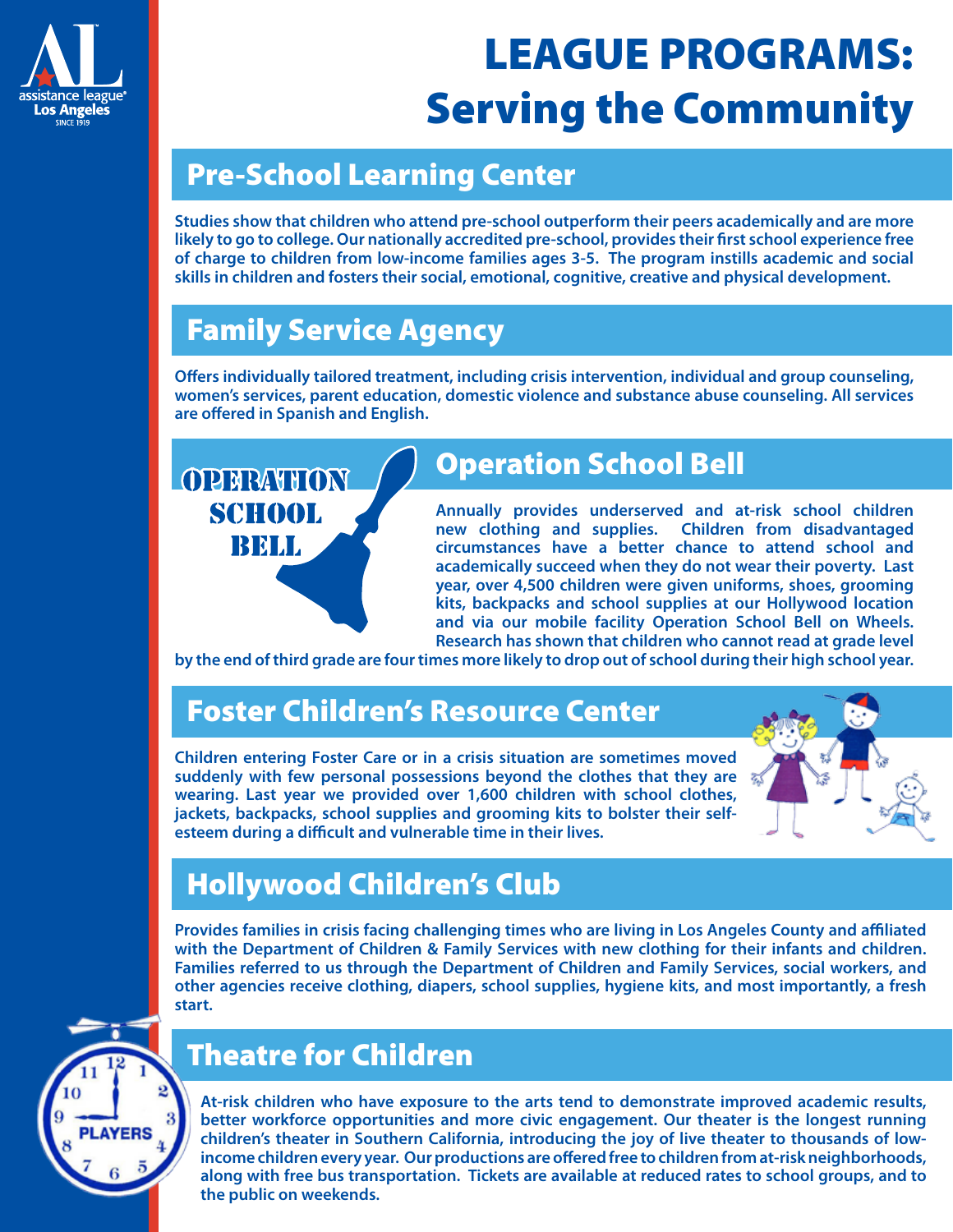# LEAGUE PROGRAMS: Serving the Community

## Pre-School Learning Center

Studies show that children who attend pre-school outperform their peers academically and are more likely to go to college. Our nationally accredited pre-school, provides their first school experience free of charge to children from low-income families ages 3-5. The program instills academic and social skills in children and fosters their social, emotional, cognitive, creative and physical development.

## Family Service Agency

Offers individually tailored treatment, including crisis intervention, individual and group counseling, women's services, parent education, domestic violence and substance abuse counseling. All services are offered in Spanish and English.

## Operation School Bell

Annually provides underserved and at-risk school children new clothing and supplies. Children from disadvantaged circumstances have a better chance to attend school and academically succeed when they do not wear their poverty. Last year, over 4,500 children were given uniforms, shoes, grooming kits, backpacks and school supplies at our Hollywood location and via our mobile facility Operation School Bell on Wheels. Research has shown that children who cannot read at grade level by the end of third grade are four times more likely to drop out of school during their high school year.

## Foster Children's Resource Center

Children entering Foster Care or in a crisis situation are sometimes moved suddenly with few personal possessions beyond the clothes that they are wearing. Last year we provided over 1,600 children with school clothes, jackets, backpacks, school supplies and grooming kits to bolster their self-esteem during a difficult and vulnerable time in their lives.

## Hollywood Children's Club

Provides families in crisis facing challenging times who are living in Los Angeles County and affiliated with the Department of Children & Family Services with new clothing for their infants and children. Families referred to us through the Department of Children and Family Services, social workers, and other agencies receive clothing, diapers, school supplies, hygiene kits, and most importantly, a fresh start.

## Theatre for Children

At-risk children who have exposure to the arts tend to demonstrate improved academic results, better workforce opportunities and more civic engagement. Our theater is the longest running children's theater in Southern California, introducing the joy of live theater to thousands of low-income children every year. Our productions are offered free to children from at-risk neighborhoods, along with free bus transportation. Tickets are available at reduced rates to school groups, and to the public on weekends.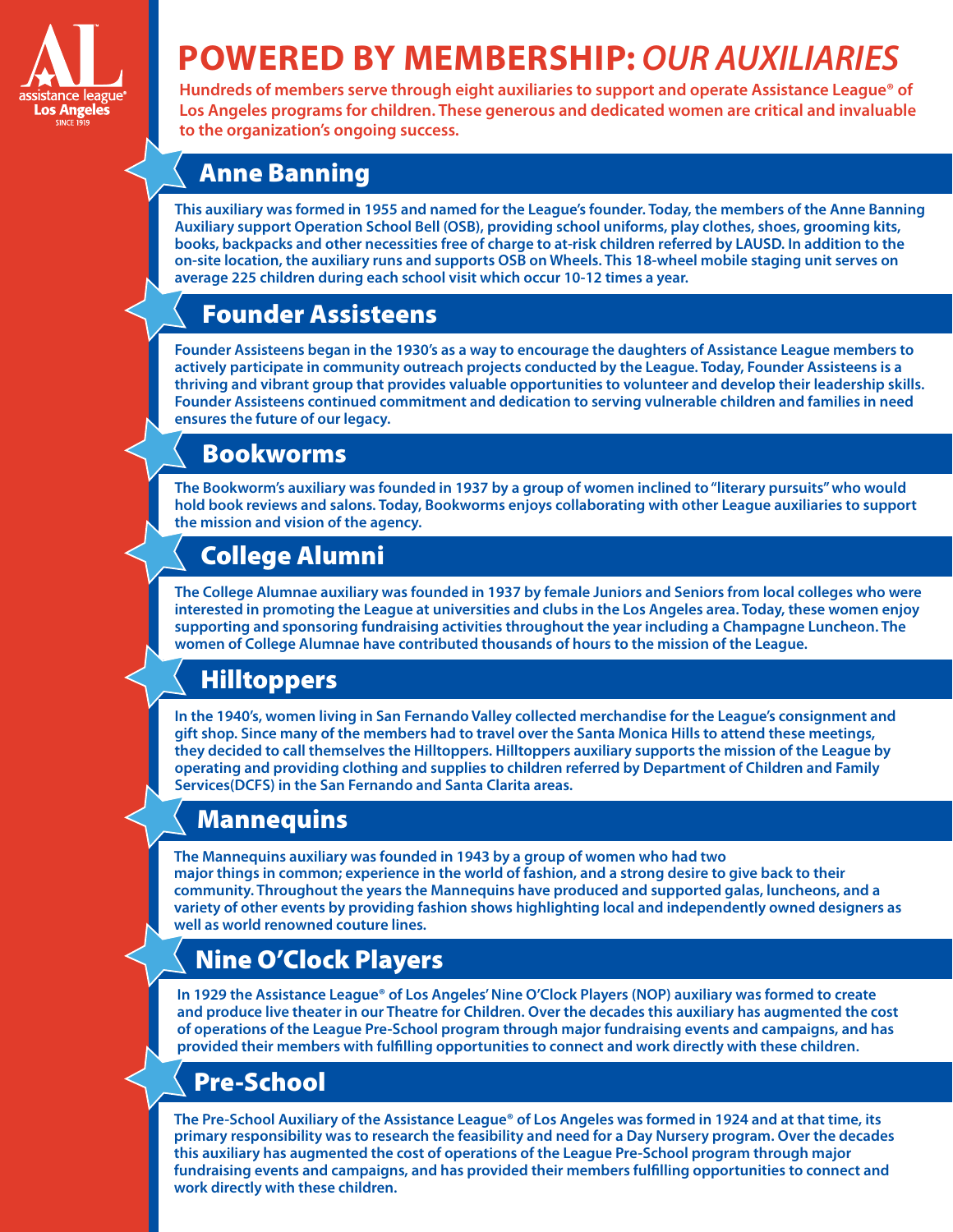# POWERED BY MEMBERSHIP: *OUR AUXILIARIES*

**Hundreds of members serve through eight auxiliaries to support and operate Assistance League® of Los Angeles programs for children. These generous and dedicated women are critical and invaluable to the organization's ongoing success.**

## Anne Banning

This auxiliary was formed in 1955 and named for the League's founder. Today, the members of the Anne Banning Auxiliary support Operation School Bell (OSB), providing school uniforms, play clothes, shoes, grooming kits, books, backpacks and other necessities free of charge to at-risk children referred by LAUSD. In addition to the on-site location, the auxiliary runs and supports OSB on Wheels. This 18-wheel mobile staging unit serves on average 225 children during each school visit which occur 10-12 times a year.

## Founder Assisteens

Founder Assisteens began in the 1930's as a way to encourage the daughters of Assistance League members to actively participate in community outreach projects conducted by the League. Today, Founder Assisteens is a thriving and vibrant group that provides valuable opportunities to volunteer and develop their leadership skills. Founder Assisteens continued commitment and dedication to serving vulnerable children and families in need ensures the future of our legacy.

## Bookworms

The Bookworm's auxiliary was founded in 1937 by a group of women inclined to "literary pursuits" who would hold book reviews and salons. Today, Bookworms enjoys collaborating with other League auxiliaries to support the mission and vision of the agency.

## College Alumni

The College Alumnae auxiliary was founded in 1937 by female Juniors and Seniors from local colleges who were interested in promoting the League at universities and clubs in the Los Angeles area. Today, these women enjoy supporting and sponsoring fundraising activities throughout the year including a Champagne Luncheon. The women of College Alumnae have contributed thousands of hours to the mission of the League.

## Hilltoppers

In the 1940's, women living in San Fernando Valley collected merchandise for the League's consignment and gift shop. Since many of the members had to travel over the Santa Monica Hills to attend these meetings, they decided to call themselves the Hilltoppers. Hilltoppers auxiliary supports the mission of the League by operating and providing clothing and supplies to children referred by Department of Children and Family Services(DCFS) in the San Fernando and Santa Clarita areas.

## Mannequins

The Mannequins auxiliary was founded in 1943 by a group of women who had two major things in common; experience in the world of fashion, and a strong desire to give back to their community. Throughout the years the Mannequins have produced and supported galas, luncheons, and a variety of other events by providing fashion shows highlighting local and independently owned designers as well as world renowned couture lines.

## Nine O'Clock Players

In 1929 the Assistance League® of Los Angeles' Nine O'Clock Players (NOP) auxiliary was formed to create and produce live theater in our Theatre for Children. Over the decades this auxiliary has augmented the cost of operations of the League Pre-School program through major fundraising events and campaigns, and has provided their members with fulfilling opportunities to connect and work directly with these children.

## Pre-School

The Pre-School Auxiliary of the Assistance League® of Los Angeles was formed in 1924 and at that time, its primary responsibility was to research the feasibility and need for a Day Nursery program. Over the decades this auxiliary has augmented the cost of operations of the League Pre-School program through major fundraising events and campaigns, and has provided their members fulfilling opportunities to connect and work directly with these children.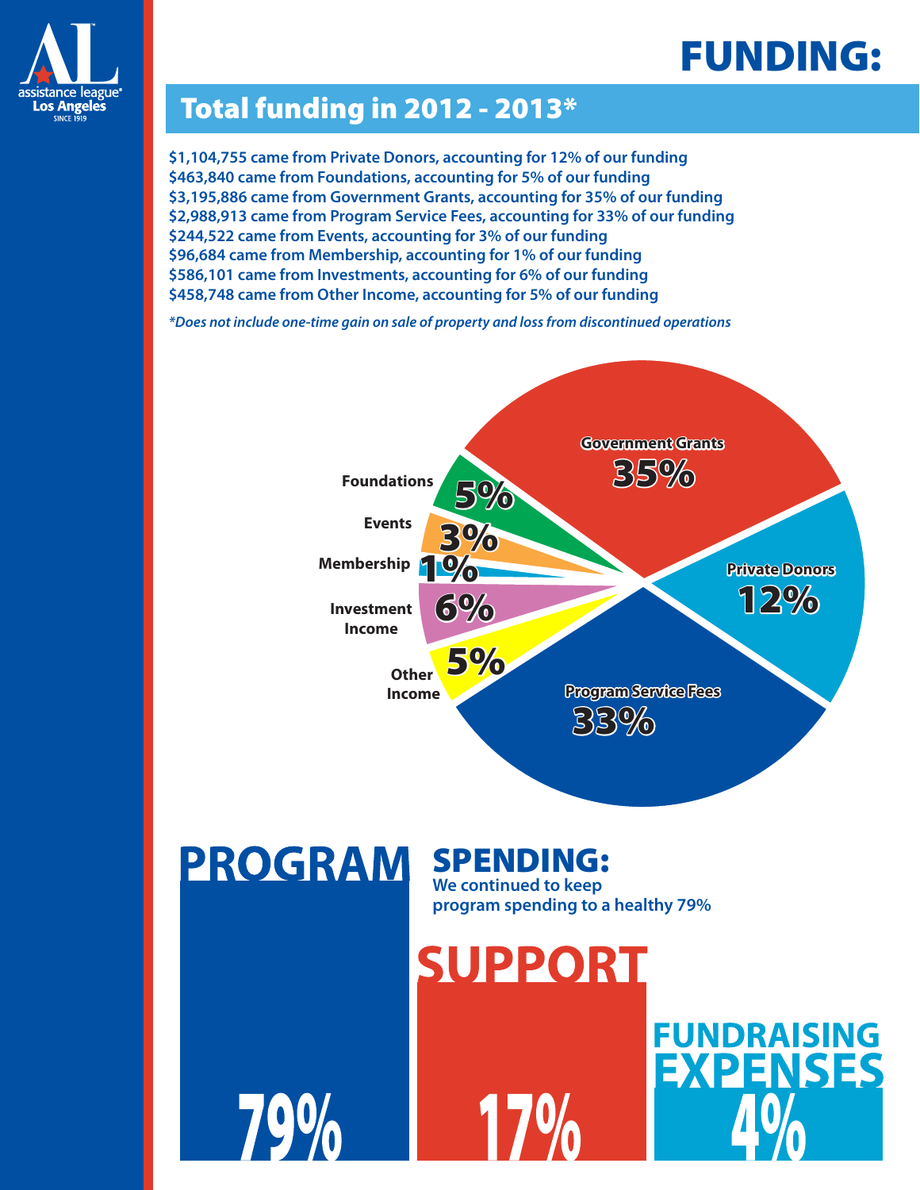assistance league®
Los Angeles
SINCE 1919

# FUNDING:

## Total funding in 2012 - 2013*

**$1,104,755 came from Private Donors, accounting for 12% of our funding**
**$463,840 came from Foundations, accounting for 5% of our funding**
**$3,195,886 came from Government Grants, accounting for 35% of our funding**
**$2,988,913 came from Program Service Fees, accounting for 33% of our funding**
**$244,522 came from Events, accounting for 3% of our funding**
**$96,684 came from Membership, accounting for 1% of our funding**
**$586,101 came from Investments, accounting for 6% of our funding**
**$458,748 came from Other Income, accounting for 5% of our funding**

***Does not include one-time gain on sale of property and loss from discontinued operations***

| Source | Share |
|---|---|
| Government Grants | 35% |
| Private Donors | 12% |
| Program Service Fees | 33% |
| Other Income | 5% |
| Investment Income | 6% |
| Membership | 1% |
| Events | 3% |
| Foundations | 5% |

# PROGRAM SPENDING:

**We continued to keep program spending to a healthy 79%**

| PROGRAM | SUPPORT | FUNDRAISING EXPENSES |
|---|---|---|
| 79% | 17% | 4% |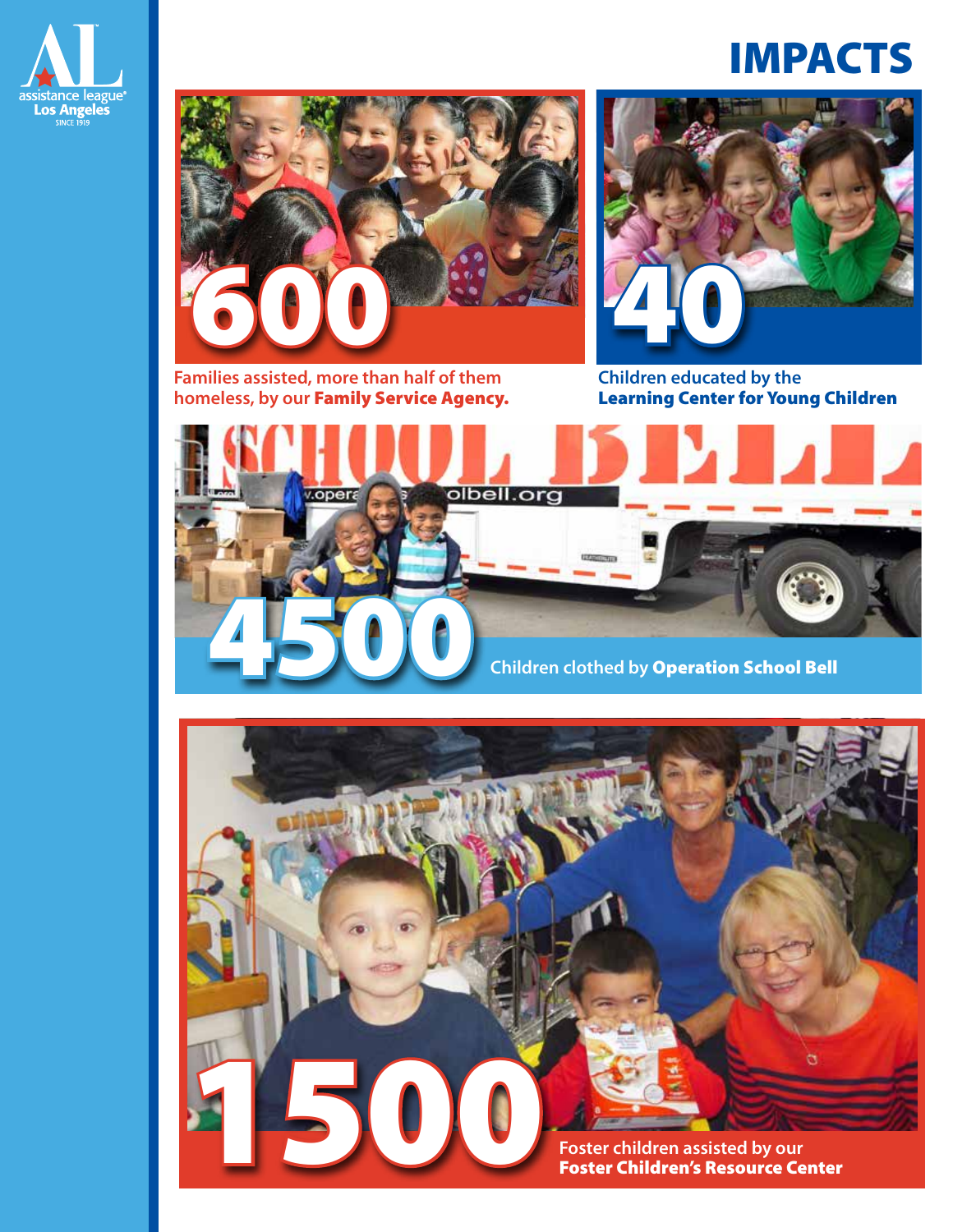# IMPACTS

**600**

Families assisted, more than half of them homeless, by our **Family Service Agency.**

**40**

Children educated by the **Learning Center for Young Children**

**4500**

Children clothed by **Operation School Bell**

**1500**

Foster children assisted by our **Foster Children's Resource Center**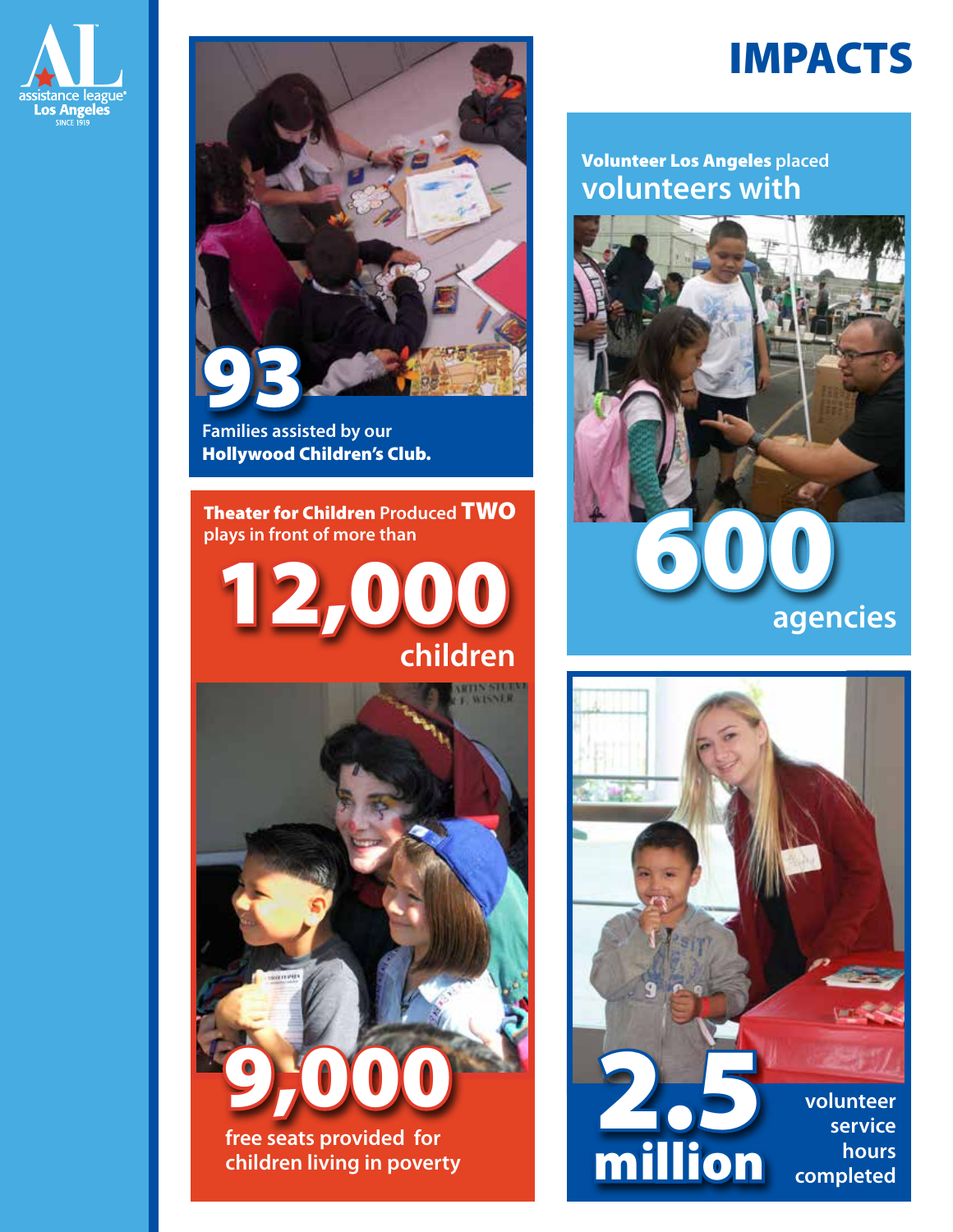# IMPACTS

**93**

Families assisted by our **Hollywood Children's Club.**

**Theater for Children** Produced **TWO** plays in front of more than

**12,000** children

**9,000**

free seats provided for children living in poverty

**Volunteer Los Angeles** placed volunteers with

**600** agencies

**2.5 million** volunteer service hours completed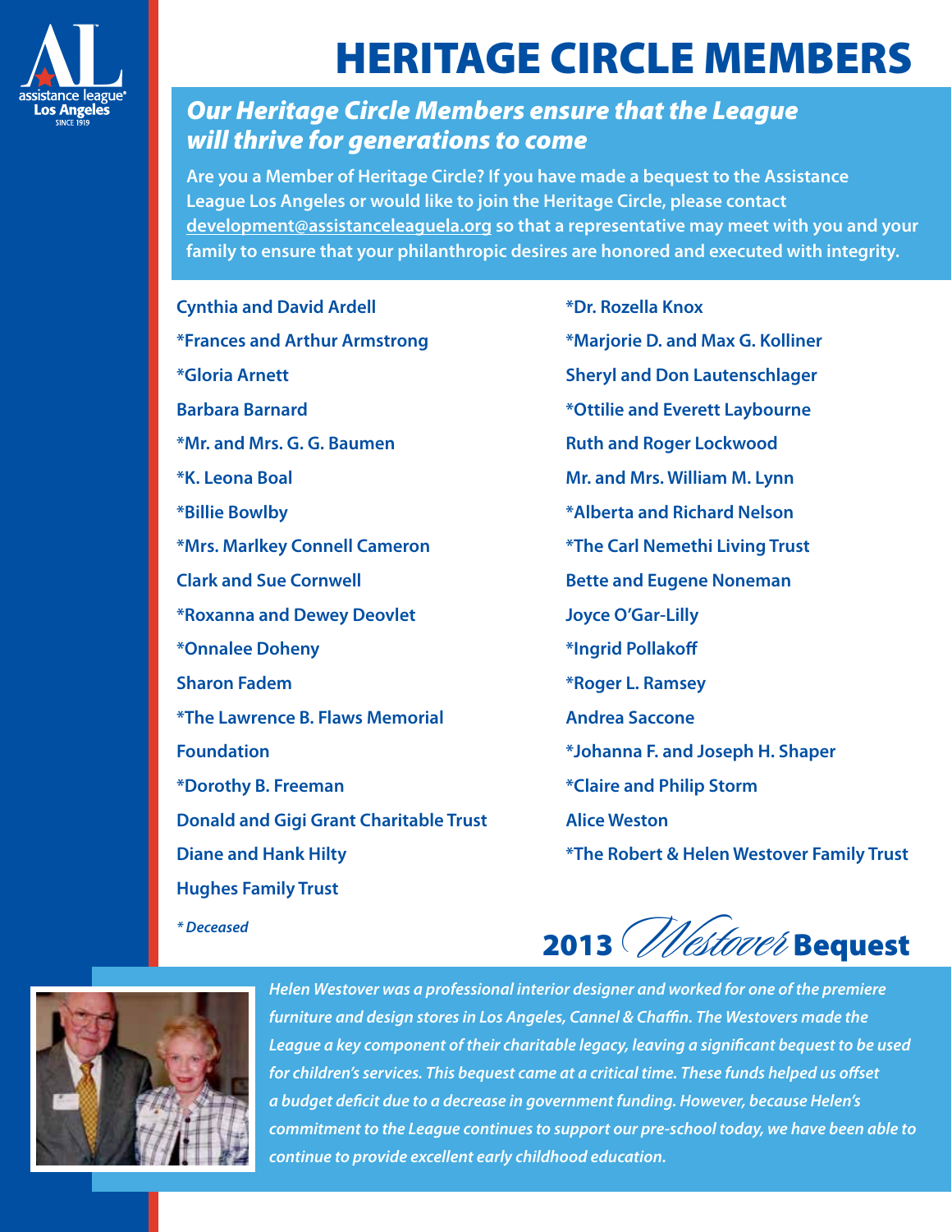# HERITAGE CIRCLE MEMBERS

## *Our Heritage Circle Members ensure that the League will thrive for generations to come*

**Are you a Member of Heritage Circle? If you have made a bequest to the Assistance League Los Angeles or would like to join the Heritage Circle, please contact development@assistanceleaguela.org so that a representative may meet with you and your family to ensure that your philanthropic desires are honored and executed with integrity.**

**Cynthia and David Ardell**
**\*Frances and Arthur Armstrong**
**\*Gloria Arnett**
**Barbara Barnard**
**\*Mr. and Mrs. G. G. Baumen**
**\*K. Leona Boal**
**\*Billie Bowlby**
**\*Mrs. Marlkey Connell Cameron**
**Clark and Sue Cornwell**
**\*Roxanna and Dewey Deovlet**
**\*Onnalee Doheny**
**Sharon Fadem**
**\*The Lawrence B. Flaws Memorial Foundation**
**\*Dorothy B. Freeman**
**Donald and Gigi Grant Charitable Trust**
**Diane and Hank Hilty**
**Hughes Family Trust**
**\*Dr. Rozella Knox**
**\*Marjorie D. and Max G. Kolliner**
**Sheryl and Don Lautenschlager**
**\*Ottilie and Everett Laybourne**
**Ruth and Roger Lockwood**
**Mr. and Mrs. William M. Lynn**
**\*Alberta and Richard Nelson**
**\*The Carl Nemethi Living Trust**
**Bette and Eugene Noneman**
**Joyce O'Gar-Lilly**
**\*Ingrid Pollakoff**
**\*Roger L. Ramsey**
**Andrea Saccone**
**\*Johanna F. and Joseph H. Shaper**
**\*Claire and Philip Storm**
**Alice Weston**
**\*The Robert & Helen Westover Family Trust**

*\* Deceased*

## 2013 Westover Bequest

*Helen Westover was a professional interior designer and worked for one of the premiere furniture and design stores in Los Angeles, Cannel & Chaffin. The Westovers made the League a key component of their charitable legacy, leaving a significant bequest to be used for children's services. This bequest came at a critical time. These funds helped us offset a budget deficit due to a decrease in government funding. However, because Helen's commitment to the League continues to support our pre-school today, we have been able to continue to provide excellent early childhood education.*